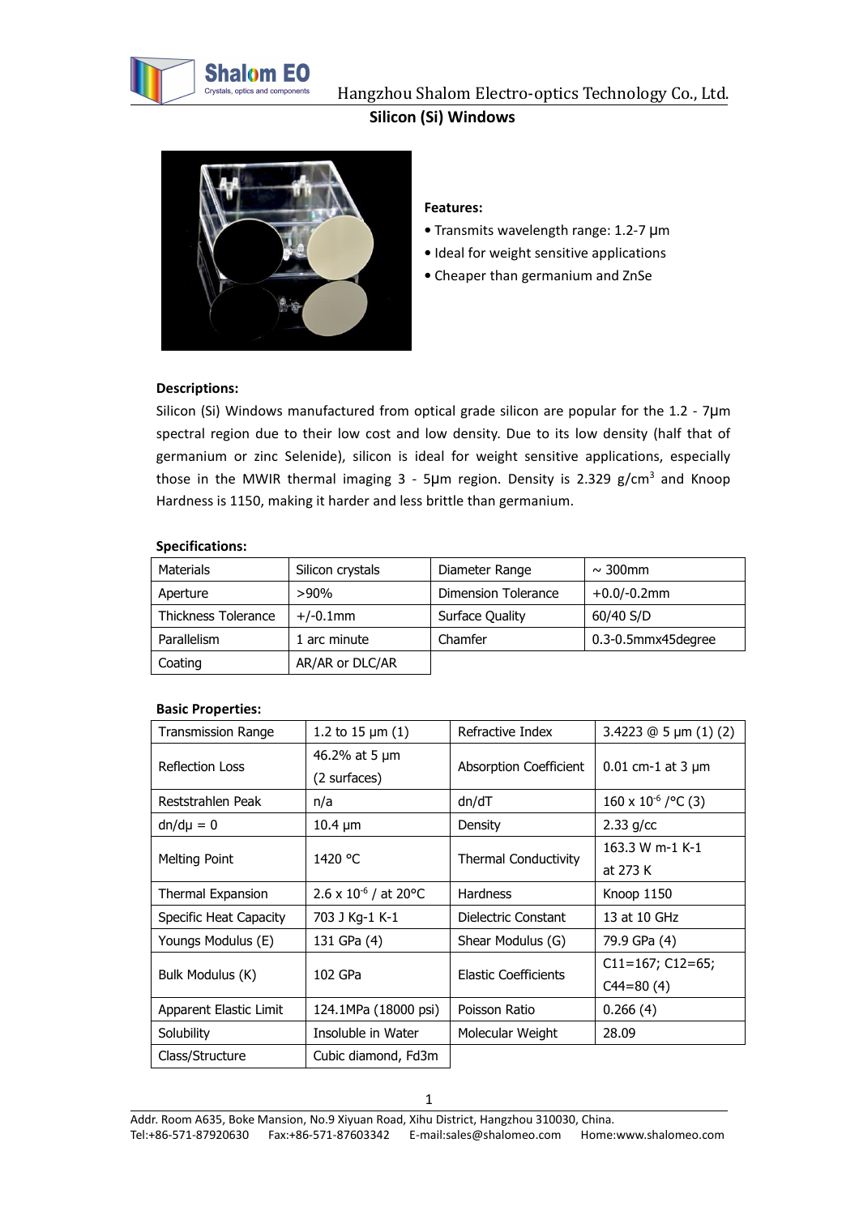# Silicon (Si) Windows

**Features:**

- Transmits wavelength range: 1.2-7 μm
- Ideal for weight sensitive applications
- Cheaper than germanium and ZnSe

**Descriptions:**

Silicon (Si) Windows manufactured from optical grade silicon are popular for the 1.2 - 7μm spectral region due to their low cost and low density. Due to its low density (half that of germanium or zinc Selenide), silicon is ideal for weight sensitive applications, especially those in the MWIR thermal imaging 3 - 5μm region. Density is 2.329 g/cm$^3$ and Knoop Hardness is 1150, making it harder and less brittle than germanium.

**Specifications:**

| Materials | Silicon crystals | Diameter Range | ~ 300mm |
|---|---|---|---|
| Aperture | >90% | Dimension Tolerance | +0.0/-0.2mm |
| Thickness Tolerance | +/-0.1mm | Surface Quality | 60/40 S/D |
| Parallelism | 1 arc minute | Chamfer | 0.3-0.5mmx45degree |
| Coating | AR/AR or DLC/AR | | |

**Basic Properties:**

| Transmission Range | 1.2 to 15 μm (1) | Refractive Index | 3.4223 @ 5 μm (1) (2) |
|---|---|---|---|
| Reflection Loss | 46.2% at 5 μm (2 surfaces) | Absorption Coefficient | 0.01 cm-1 at 3 μm |
| Reststrahlen Peak | n/a | dn/dT | 160 x 10$^{-6}$ /°C (3) |
| dn/dμ = 0 | 10.4 μm | Density | 2.33 g/cc |
| Melting Point | 1420 °C | Thermal Conductivity | 163.3 W m-1 K-1 at 273 K |
| Thermal Expansion | 2.6 x 10$^{-6}$ / at 20°C | Hardness | Knoop 1150 |
| Specific Heat Capacity | 703 J Kg-1 K-1 | Dielectric Constant | 13 at 10 GHz |
| Youngs Modulus (E) | 131 GPa (4) | Shear Modulus (G) | 79.9 GPa (4) |
| Bulk Modulus (K) | 102 GPa | Elastic Coefficients | C11=167; C12=65; C44=80 (4) |
| Apparent Elastic Limit | 124.1MPa (18000 psi) | Poisson Ratio | 0.266 (4) |
| Solubility | Insoluble in Water | Molecular Weight | 28.09 |
| Class/Structure | Cubic diamond, Fd3m | | |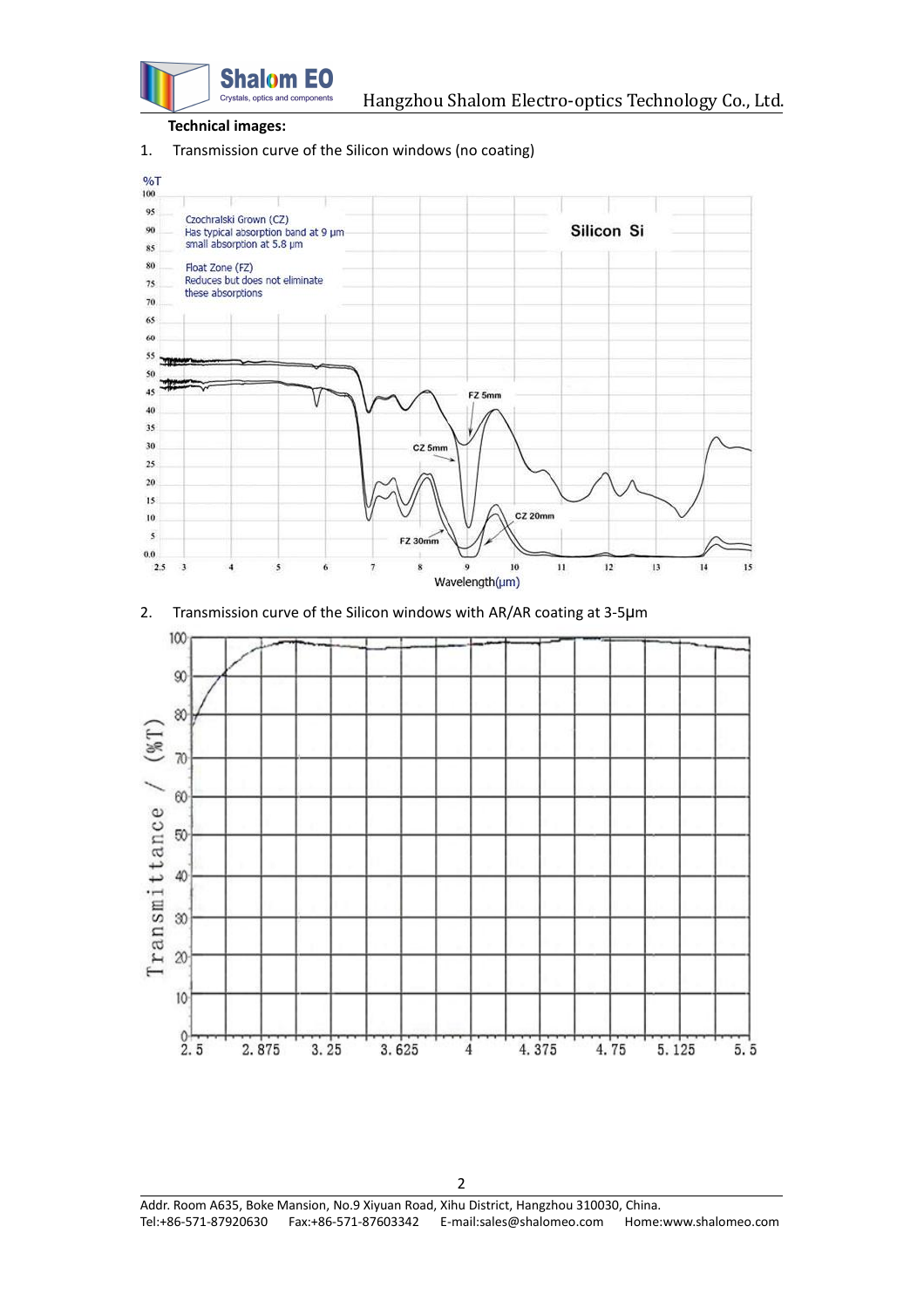**Technical images:**

1. Transmission curve of the Silicon windows (no coating)

2. Transmission curve of the Silicon windows with AR/AR coating at 3-5μm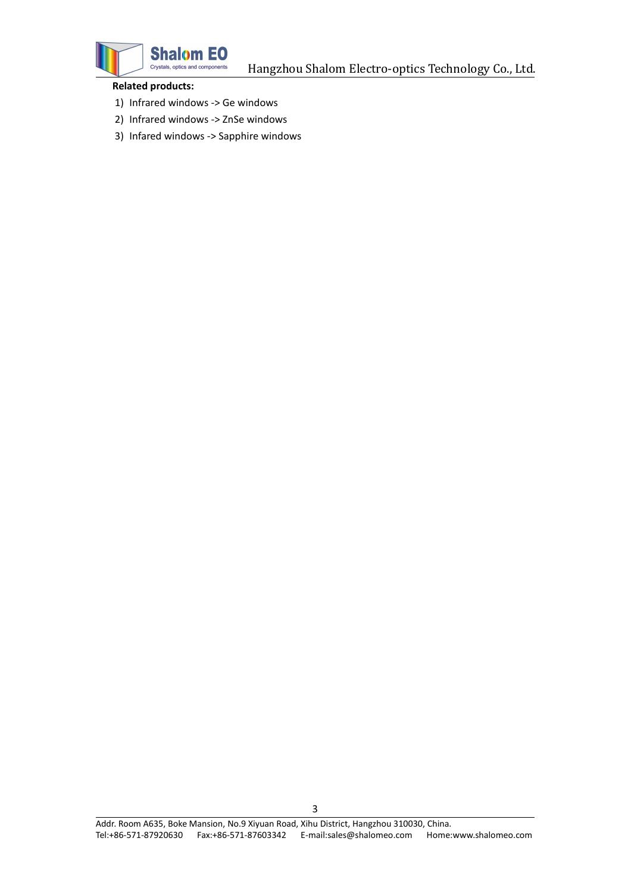**Related products:**

1) Infrared windows -> Ge windows
2) Infrared windows -> ZnSe windows
3) Infared windows -> Sapphire windows